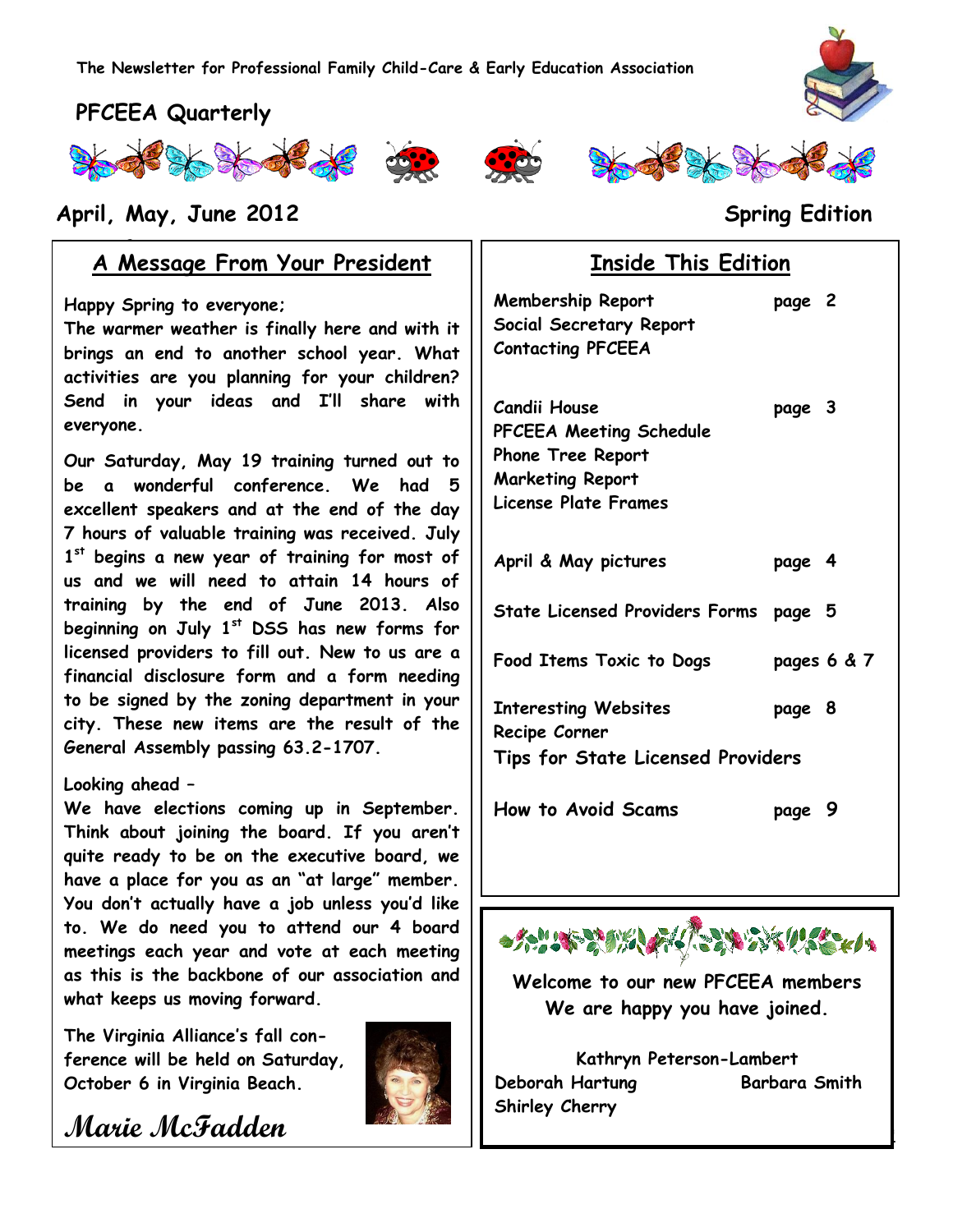The Newsletter for Professional Family Child-Care & Early Education Association

# PFCEEA Quarterly

**April, May, June 2012** **Spring Edition**

## A Message From Your President

**Happy Spring to everyone;**

**The warmer weather is finally here and with it brings an end to another school year. What activities are you planning for your children? Send in your ideas and I'll share with everyone.**

**Our Saturday, May 19 training turned out to be a wonderful conference. We had 5 excellent speakers and at the end of the day 7 hours of valuable training was received. July 1st begins a new year of training for most of us and we will need to attain 14 hours of training by the end of June 2013. Also beginning on July 1st DSS has new forms for licensed providers to fill out. New to us are a financial disclosure form and a form needing to be signed by the zoning department in your city. These new items are the result of the General Assembly passing 63.2-1707.**

**Looking ahead –**

**We have elections coming up in September. Think about joining the board. If you aren't quite ready to be on the executive board, we have a place for you as an "at large" member. You don't actually have a job unless you'd like to. We do need you to attend our 4 board meetings each year and vote at each meeting as this is the backbone of our association and what keeps us moving forward.**

**The Virginia Alliance's fall conference will be held on Saturday, October 6 in Virginia Beach.**

***Marie McFadden***

## Inside This Edition

| | |
|---|---|
| Membership Report<br>Social Secretary Report<br>Contacting PFCEEA | page 2 |
| Candii House<br>PFCEEA Meeting Schedule<br>Phone Tree Report<br>Marketing Report<br>License Plate Frames | page 3 |
| April & May pictures | page 4 |
| State Licensed Providers Forms | page 5 |
| Food Items Toxic to Dogs | pages 6 & 7 |
| Interesting Websites<br>Recipe Corner<br>Tips for State Licensed Providers | page 8 |
| How to Avoid Scams | page 9 |

**Welcome to our new PFCEEA members**
**We are happy you have joined.**

**Kathryn Peterson-Lambert**
**Deborah Hartung**
**Barbara Smith**
**Shirley Cherry**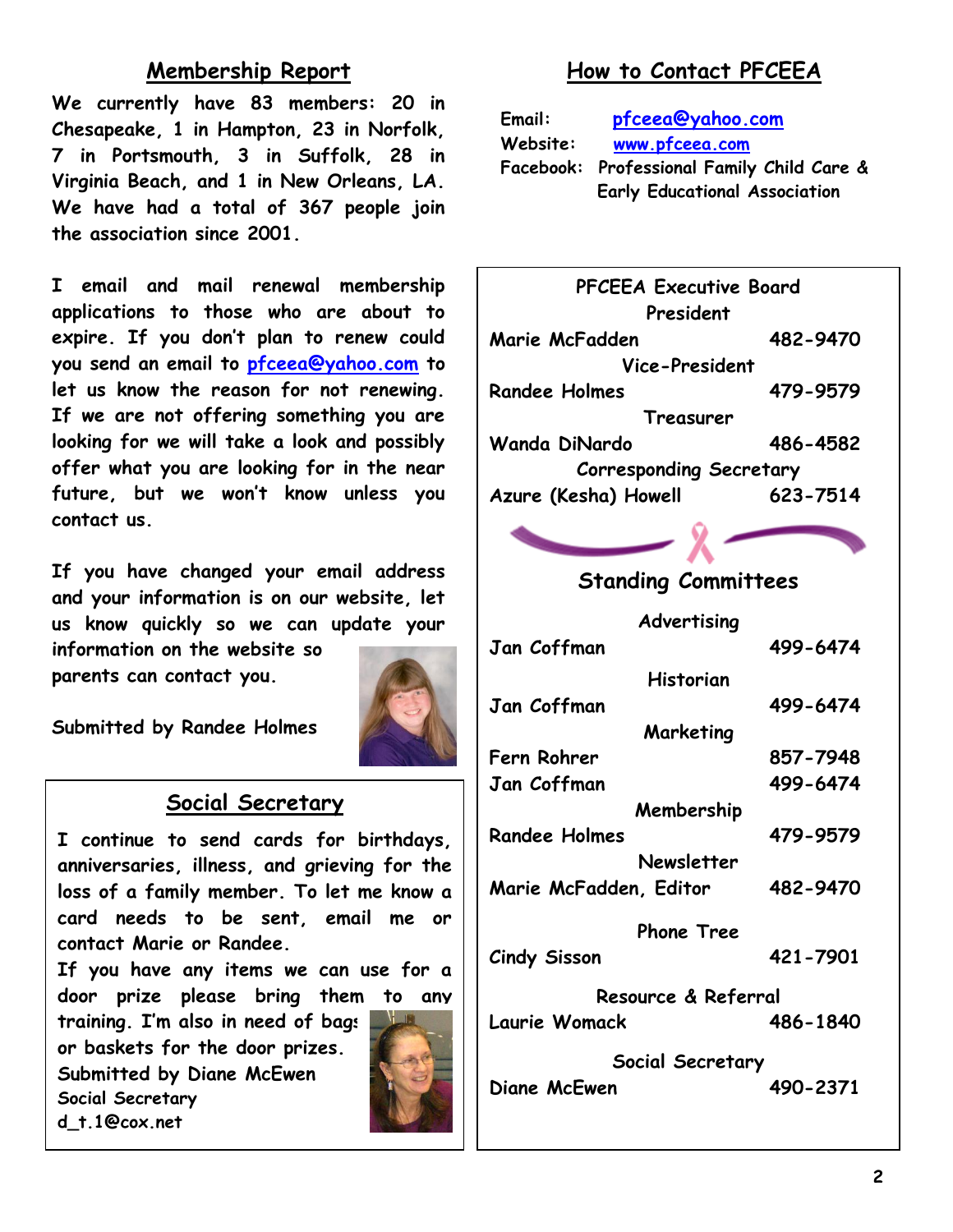## Membership Report

We currently have 83 members: 20 in Chesapeake, 1 in Hampton, 23 in Norfolk, 7 in Portsmouth, 3 in Suffolk, 28 in Virginia Beach, and 1 in New Orleans, LA. We have had a total of 367 people join the association since 2001.

I email and mail renewal membership applications to those who are about to expire. If you don't plan to renew could you send an email to pfceea@yahoo.com to let us know the reason for not renewing. If we are not offering something you are looking for we will take a look and possibly offer what you are looking for in the near future, but we won't know unless you contact us.

If you have changed your email address and your information is on our website, let us know quickly so we can update your information on the website so parents can contact you.

Submitted by Randee Holmes

## Social Secretary

I continue to send cards for birthdays, anniversaries, illness, and grieving for the loss of a family member. To let me know a card needs to be sent, email me or contact Marie or Randee.

If you have any items we can use for a door prize please bring them to any training. I'm also in need of bags or baskets for the door prizes.

Submitted by Diane McEwen
Social Secretary
d_t.1@cox.net

## How to Contact PFCEEA

Email: pfceea@yahoo.com
Website: www.pfceea.com
Facebook: Professional Family Child Care & Early Educational Association

### PFCEEA Executive Board

**President**
Marie McFadden 482-9470

**Vice-President**
Randee Holmes 479-9579

**Treasurer**
Wanda DiNardo 486-4582

**Corresponding Secretary**
Azure (Kesha) Howell 623-7514

### Standing Committees

**Advertising**
Jan Coffman 499-6474

**Historian**
Jan Coffman 499-6474

**Marketing**
Fern Rohrer 857-7948
Jan Coffman 499-6474

**Membership**
Randee Holmes 479-9579

**Newsletter**
Marie McFadden, Editor 482-9470

**Phone Tree**
Cindy Sisson 421-7901

**Resource & Referral**
Laurie Womack 486-1840

**Social Secretary**
Diane McEwen 490-2371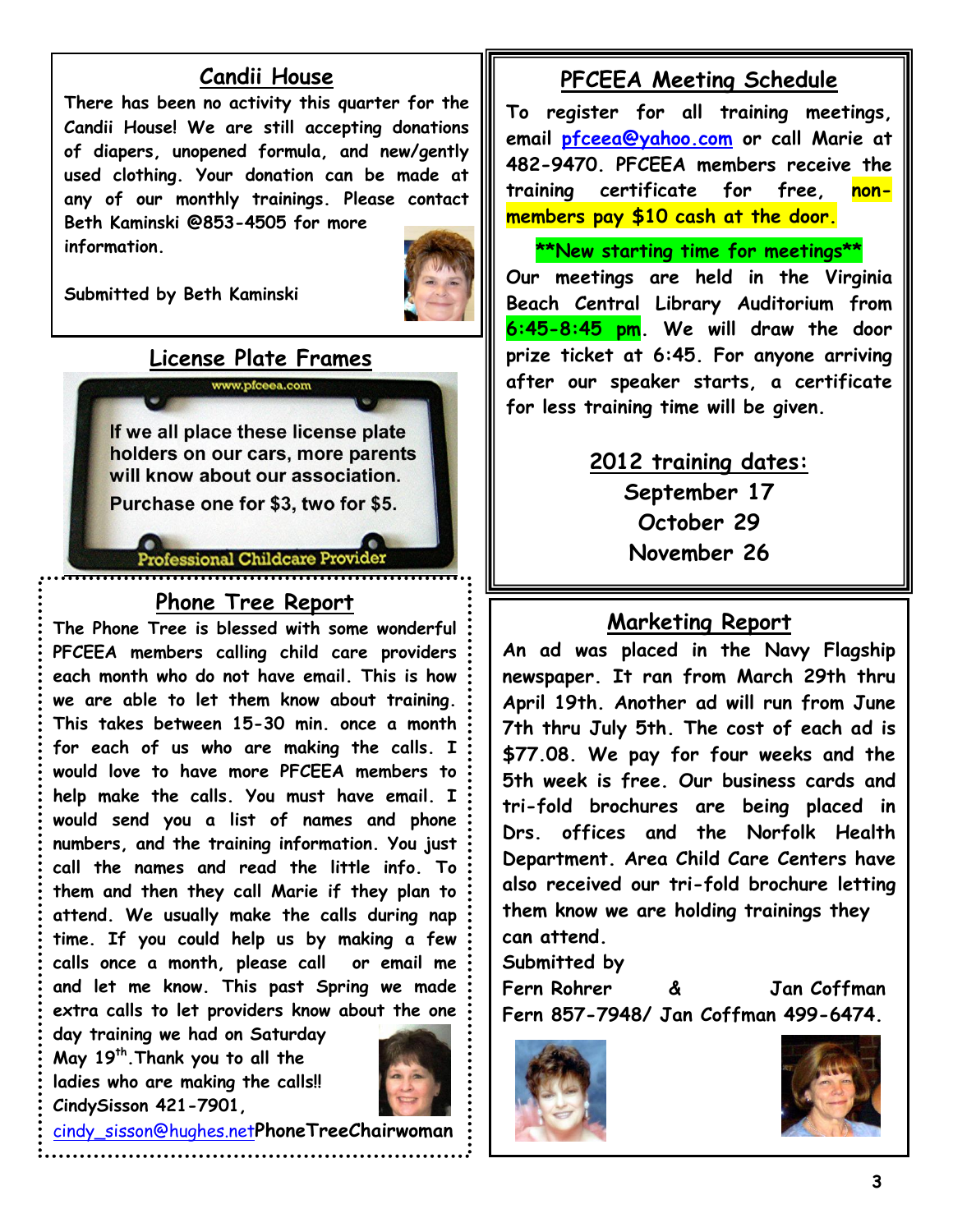## Candii House

There has been no activity this quarter for the Candii House! We are still accepting donations of diapers, unopened formula, and new/gently used clothing. Your donation can be made at any of our monthly trainings. Please contact Beth Kaminski @853-4505 for more information.

Submitted by Beth Kaminski

## License Plate Frames

www.pfceea.com

If we all place these license plate holders on our cars, more parents will know about our association.

Purchase one for $3, two for $5.

Professional Childcare Provider

## Phone Tree Report

The Phone Tree is blessed with some wonderful PFCEEA members calling child care providers each month who do not have email. This is how we are able to let them know about training. This takes between 15-30 min. once a month for each of us who are making the calls. I would love to have more PFCEEA members to help make the calls. You must have email. I would send you a list of names and phone numbers, and the training information. You just call the names and read the little info. To them and then they call Marie if they plan to attend. We usually make the calls during nap time. If you could help us by making a few calls once a month, please call or email me and let me know. This past Spring we made extra calls to let providers know about the one day training we had on Saturday May 19th. Thank you to all the ladies who are making the calls!!

CindySisson 421-7901, cindy_sisson@hughes.net PhoneTreeChairwoman

## PFCEEA Meeting Schedule

To register for all training meetings, email pfceea@yahoo.com or call Marie at 482-9470. PFCEEA members receive the training certificate for free, **non-members pay $10 cash at the door.**

**\*\*New starting time for meetings\*\***

Our meetings are held in the Virginia Beach Central Library Auditorium from **6:45-8:45 pm**. We will draw the door prize ticket at 6:45. For anyone arriving after our speaker starts, a certificate for less training time will be given.

**2012 training dates:**

September 17

October 29

November 26

## Marketing Report

An ad was placed in the Navy Flagship newspaper. It ran from March 29th thru April 19th. Another ad will run from June 7th thru July 5th. The cost of each ad is $77.08. We pay for four weeks and the 5th week is free. Our business cards and tri-fold brochures are being placed in Drs. offices and the Norfolk Health Department. Area Child Care Centers have also received our tri-fold brochure letting them know we are holding trainings they can attend.

Submitted by

Fern Rohrer & Jan Coffman

Fern 857-7948/ Jan Coffman 499-6474.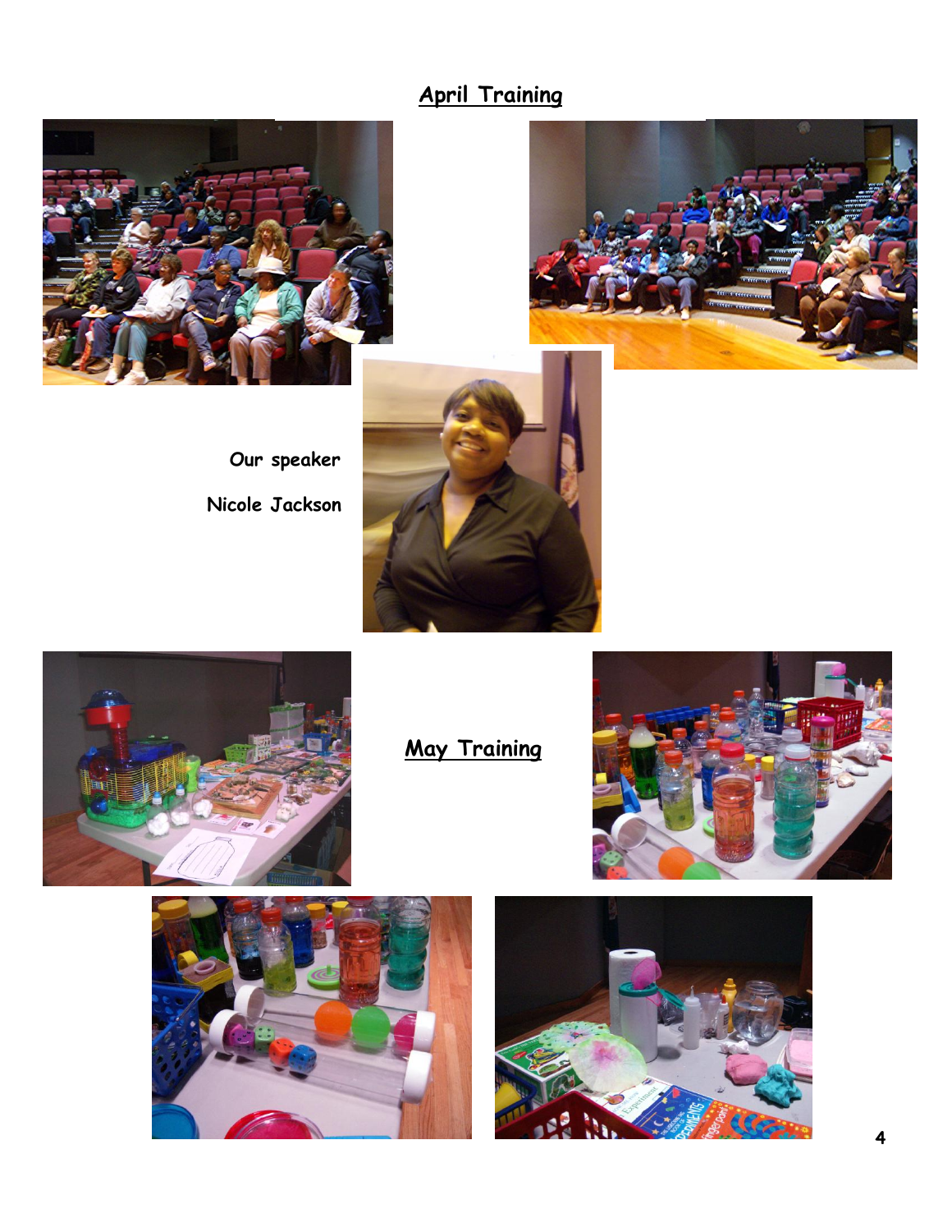## April Training

Our speaker

Nicole Jackson

## May Training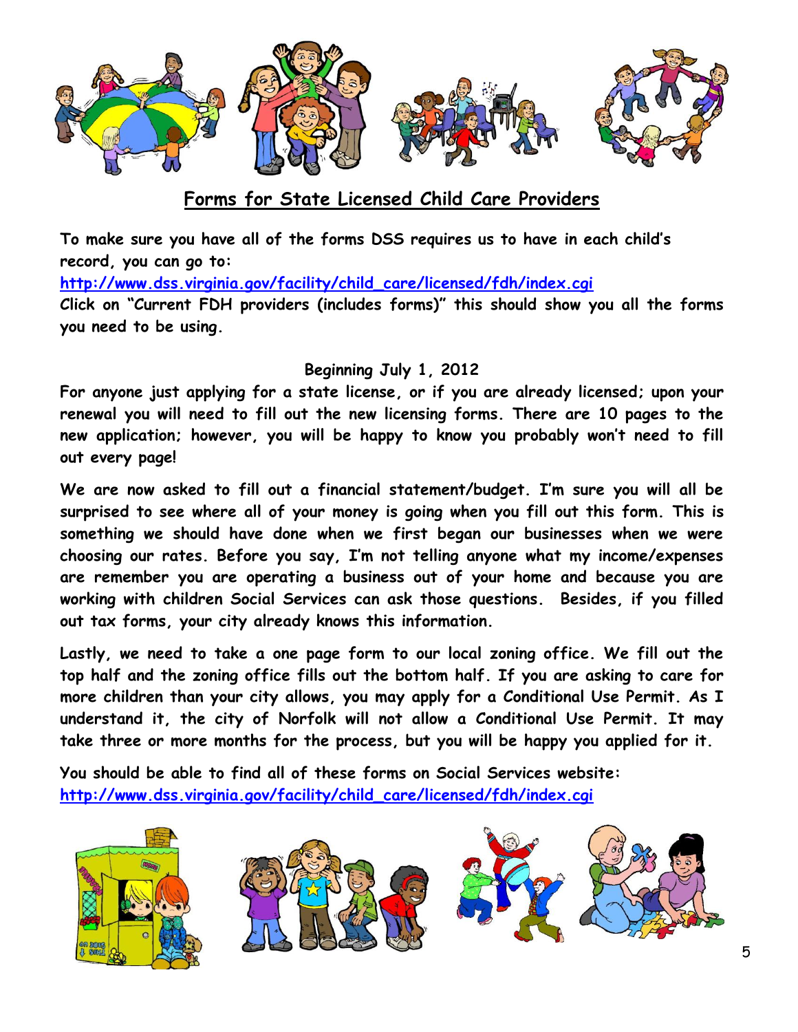## Forms for State Licensed Child Care Providers

**To make sure you have all of the forms DSS requires us to have in each child's record, you can go to:**

**http://www.dss.virginia.gov/facility/child_care/licensed/fdh/index.cgi**

**Click on "Current FDH providers (includes forms)" this should show you all the forms you need to be using.**

**Beginning July 1, 2012**

**For anyone just applying for a state license, or if you are already licensed; upon your renewal you will need to fill out the new licensing forms. There are 10 pages to the new application; however, you will be happy to know you probably won't need to fill out every page!**

**We are now asked to fill out a financial statement/budget. I'm sure you will all be surprised to see where all of your money is going when you fill out this form. This is something we should have done when we first began our businesses when we were choosing our rates. Before you say, I'm not telling anyone what my income/expenses are remember you are operating a business out of your home and because you are working with children Social Services can ask those questions. Besides, if you filled out tax forms, your city already knows this information.**

**Lastly, we need to take a one page form to our local zoning office. We fill out the top half and the zoning office fills out the bottom half. If you are asking to care for more children than your city allows, you may apply for a Conditional Use Permit. As I understand it, the city of Norfolk will not allow a Conditional Use Permit. It may take three or more months for the process, but you will be happy you applied for it.**

**You should be able to find all of these forms on Social Services website:**
**http://www.dss.virginia.gov/facility/child_care/licensed/fdh/index.cgi**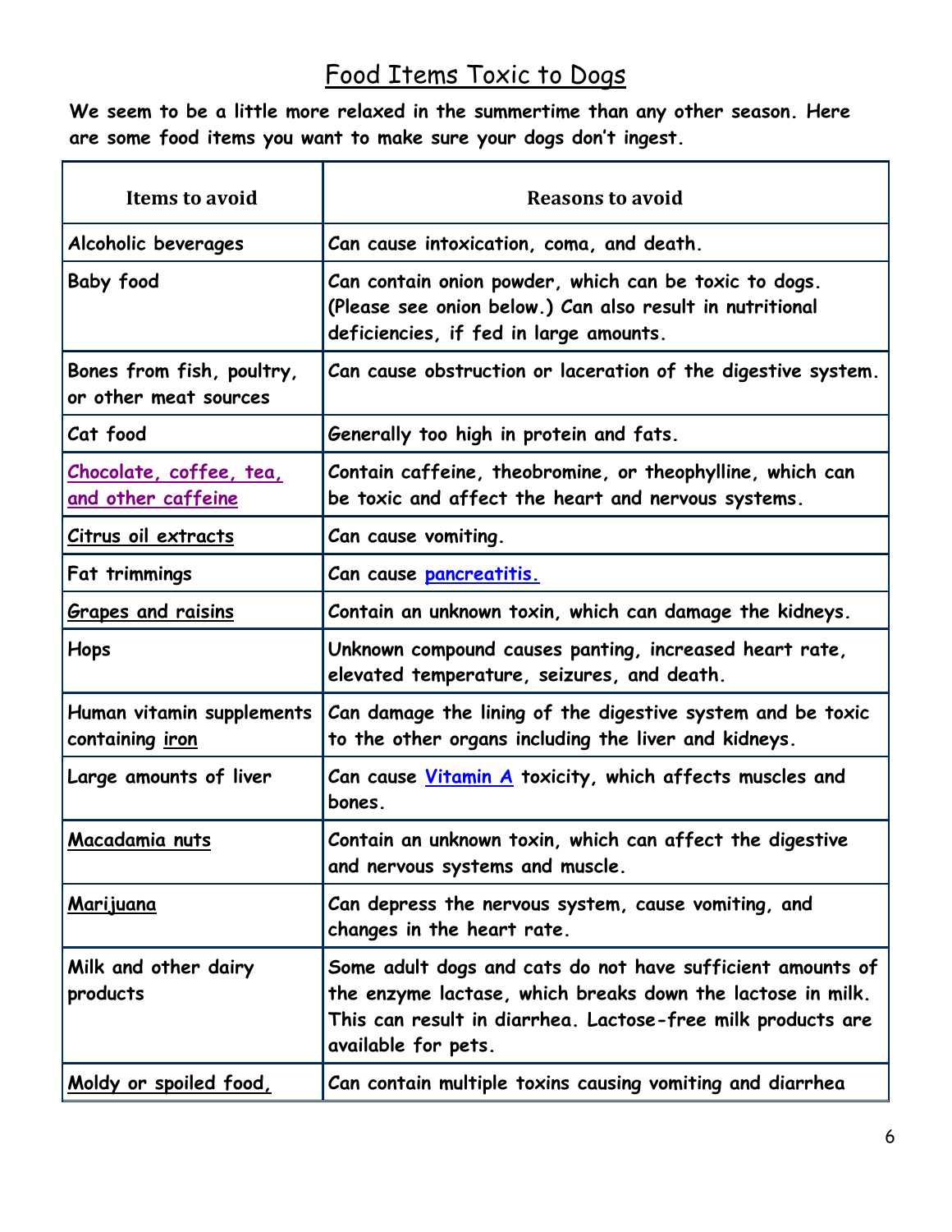# Food Items Toxic to Dogs

**We seem to be a little more relaxed in the summertime than any other season. Here are some food items you want to make sure your dogs don't ingest.**

| Items to avoid | Reasons to avoid |
|---|---|
| Alcoholic beverages | Can cause intoxication, coma, and death. |
| Baby food | Can contain onion powder, which can be toxic to dogs. (Please see onion below.) Can also result in nutritional deficiencies, if fed in large amounts. |
| Bones from fish, poultry, or other meat sources | Can cause obstruction or laceration of the digestive system. |
| Cat food | Generally too high in protein and fats. |
| Chocolate, coffee, tea, and other caffeine | Contain caffeine, theobromine, or theophylline, which can be toxic and affect the heart and nervous systems. |
| Citrus oil extracts | Can cause vomiting. |
| Fat trimmings | Can cause pancreatitis. |
| Grapes and raisins | Contain an unknown toxin, which can damage the kidneys. |
| Hops | Unknown compound causes panting, increased heart rate, elevated temperature, seizures, and death. |
| Human vitamin supplements containing iron | Can damage the lining of the digestive system and be toxic to the other organs including the liver and kidneys. |
| Large amounts of liver | Can cause Vitamin A toxicity, which affects muscles and bones. |
| Macadamia nuts | Contain an unknown toxin, which can affect the digestive and nervous systems and muscle. |
| Marijuana | Can depress the nervous system, cause vomiting, and changes in the heart rate. |
| Milk and other dairy products | Some adult dogs and cats do not have sufficient amounts of the enzyme lactase, which breaks down the lactose in milk. This can result in diarrhea. Lactose-free milk products are available for pets. |
| Moldy or spoiled food, | Can contain multiple toxins causing vomiting and diarrhea |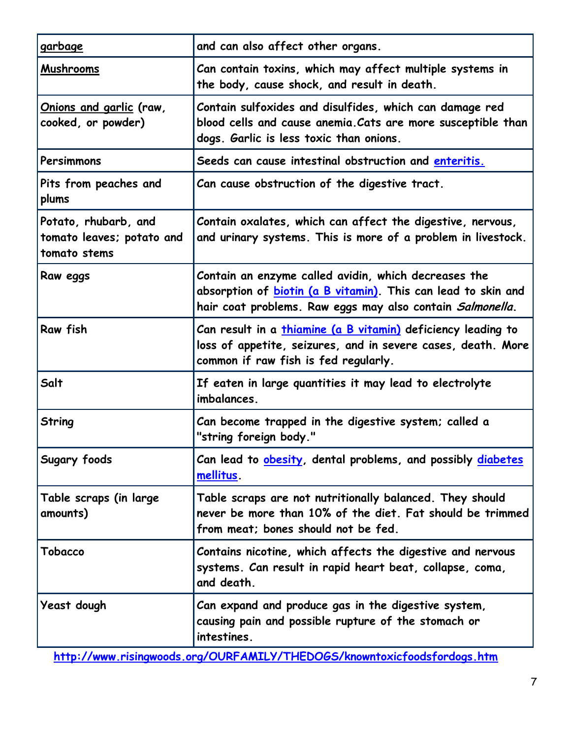| | |
|---|---|
| garbage | and can also affect other organs. |
| Mushrooms | Can contain toxins, which may affect multiple systems in the body, cause shock, and result in death. |
| Onions and garlic (raw, cooked, or powder) | Contain sulfoxides and disulfides, which can damage red blood cells and cause anemia.Cats are more susceptible than dogs. Garlic is less toxic than onions. |
| Persimmons | Seeds can cause intestinal obstruction and enteritis. |
| Pits from peaches and plums | Can cause obstruction of the digestive tract. |
| Potato, rhubarb, and tomato leaves; potato and tomato stems | Contain oxalates, which can affect the digestive, nervous, and urinary systems. This is more of a problem in livestock. |
| Raw eggs | Contain an enzyme called avidin, which decreases the absorption of biotin (a B vitamin). This can lead to skin and hair coat problems. Raw eggs may also contain *Salmonella*. |
| Raw fish | Can result in a thiamine (a B vitamin) deficiency leading to loss of appetite, seizures, and in severe cases, death. More common if raw fish is fed regularly. |
| Salt | If eaten in large quantities it may lead to electrolyte imbalances. |
| String | Can become trapped in the digestive system; called a "string foreign body." |
| Sugary foods | Can lead to obesity, dental problems, and possibly diabetes mellitus. |
| Table scraps (in large amounts) | Table scraps are not nutritionally balanced. They should never be more than 10% of the diet. Fat should be trimmed from meat; bones should not be fed. |
| Tobacco | Contains nicotine, which affects the digestive and nervous systems. Can result in rapid heart beat, collapse, coma, and death. |
| Yeast dough | Can expand and produce gas in the digestive system, causing pain and possible rupture of the stomach or intestines. |

http://www.risingwoods.org/OURFAMILY/THEDOGS/knowntoxicfoodsfordogs.htm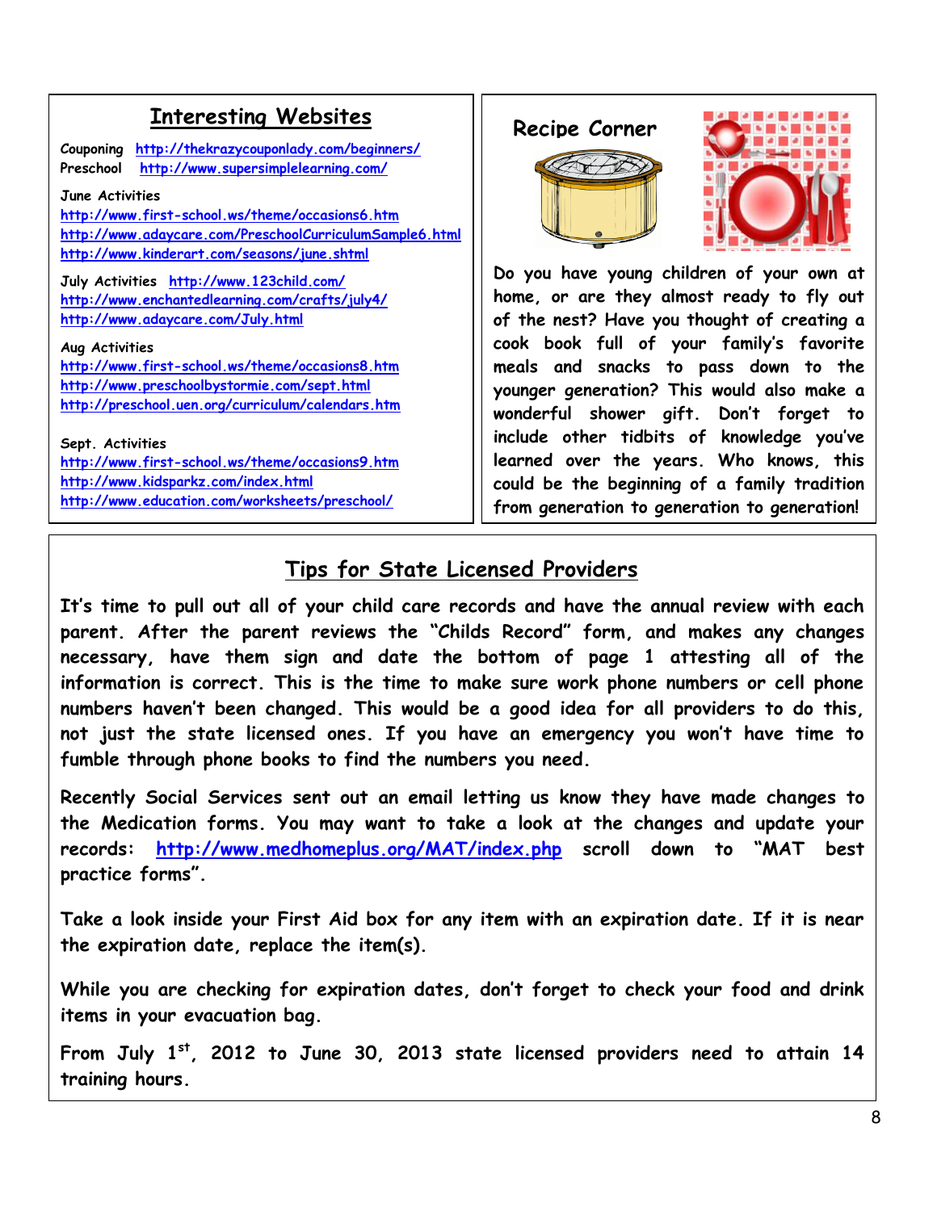## Interesting Websites

Couponing http://thekrazycouponlady.com/beginners/
Preschool http://www.supersimplelearning.com/

June Activities
http://www.first-school.ws/theme/occasions6.htm
http://www.adaycare.com/PreschoolCurriculumSample6.html
http://www.kinderart.com/seasons/june.shtml

July Activities http://www.123child.com/
http://www.enchantedlearning.com/crafts/july4/
http://www.adaycare.com/July.html

Aug Activities
http://www.first-school.ws/theme/occasions8.htm
http://www.preschoolbystormie.com/sept.html
http://preschool.uen.org/curriculum/calendars.htm

Sept. Activities
http://www.first-school.ws/theme/occasions9.htm
http://www.kidsparkz.com/index.html
http://www.education.com/worksheets/preschool/

## Recipe Corner

Do you have young children of your own at home, or are they almost ready to fly out of the nest? Have you thought of creating a cook book full of your family's favorite meals and snacks to pass down to the younger generation? This would also make a wonderful shower gift. Don't forget to include other tidbits of knowledge you've learned over the years. Who knows, this could be the beginning of a family tradition from generation to generation to generation!

## Tips for State Licensed Providers

It's time to pull out all of your child care records and have the annual review with each parent. After the parent reviews the "Childs Record" form, and makes any changes necessary, have them sign and date the bottom of page 1 attesting all of the information is correct. This is the time to make sure work phone numbers or cell phone numbers haven't been changed. This would be a good idea for all providers to do this, not just the state licensed ones. If you have an emergency you won't have time to fumble through phone books to find the numbers you need.

Recently Social Services sent out an email letting us know they have made changes to the Medication forms. You may want to take a look at the changes and update your records: http://www.medhomeplus.org/MAT/index.php scroll down to "MAT best practice forms".

Take a look inside your First Aid box for any item with an expiration date. If it is near the expiration date, replace the item(s).

While you are checking for expiration dates, don't forget to check your food and drink items in your evacuation bag.

From July 1st, 2012 to June 30, 2013 state licensed providers need to attain 14 training hours.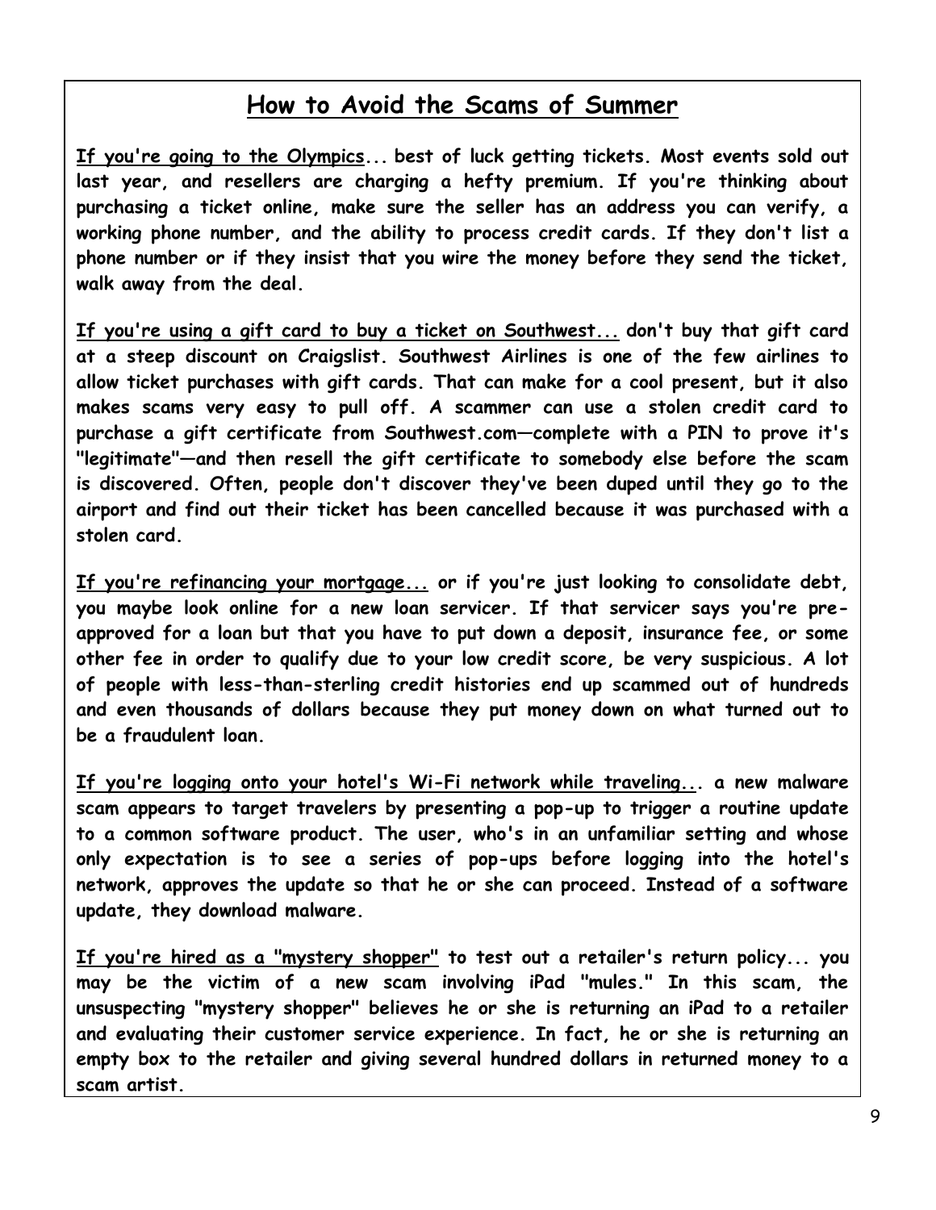## How to Avoid the Scams of Summer

**If you're going to the Olympics... best of luck getting tickets. Most events sold out last year, and resellers are charging a hefty premium. If you're thinking about purchasing a ticket online, make sure the seller has an address you can verify, a working phone number, and the ability to process credit cards. If they don't list a phone number or if they insist that you wire the money before they send the ticket, walk away from the deal.**

**If you're using a gift card to buy a ticket on Southwest... don't buy that gift card at a steep discount on Craigslist. Southwest Airlines is one of the few airlines to allow ticket purchases with gift cards. That can make for a cool present, but it also makes scams very easy to pull off. A scammer can use a stolen credit card to purchase a gift certificate from Southwest.com—complete with a PIN to prove it's "legitimate"—and then resell the gift certificate to somebody else before the scam is discovered. Often, people don't discover they've been duped until they go to the airport and find out their ticket has been cancelled because it was purchased with a stolen card.**

**If you're refinancing your mortgage... or if you're just looking to consolidate debt, you maybe look online for a new loan servicer. If that servicer says you're pre-approved for a loan but that you have to put down a deposit, insurance fee, or some other fee in order to qualify due to your low credit score, be very suspicious. A lot of people with less-than-sterling credit histories end up scammed out of hundreds and even thousands of dollars because they put money down on what turned out to be a fraudulent loan.**

**If you're logging onto your hotel's Wi-Fi network while traveling... a new malware scam appears to target travelers by presenting a pop-up to trigger a routine update to a common software product. The user, who's in an unfamiliar setting and whose only expectation is to see a series of pop-ups before logging into the hotel's network, approves the update so that he or she can proceed. Instead of a software update, they download malware.**

**If you're hired as a "mystery shopper" to test out a retailer's return policy... you may be the victim of a new scam involving iPad "mules." In this scam, the unsuspecting "mystery shopper" believes he or she is returning an iPad to a retailer and evaluating their customer service experience. In fact, he or she is returning an empty box to the retailer and giving several hundred dollars in returned money to a scam artist.**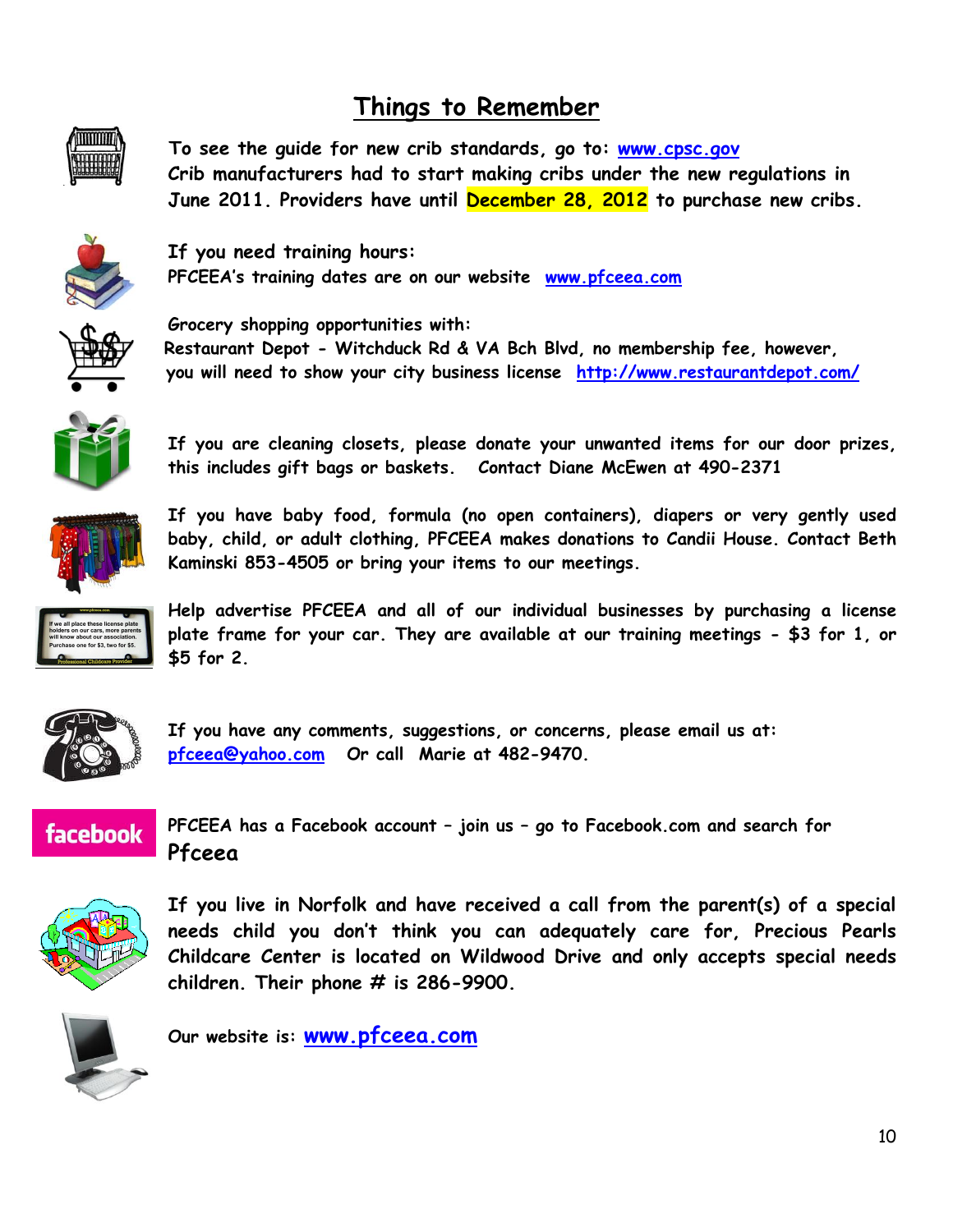# Things to Remember

To see the guide for new crib standards, go to: www.cpsc.gov
Crib manufacturers had to start making cribs under the new regulations in June 2011. Providers have until December 28, 2012 to purchase new cribs.

If you need training hours:
PFCEEA's training dates are on our website www.pfceea.com

Grocery shopping opportunities with:
Restaurant Depot - Witchduck Rd & VA Bch Blvd, no membership fee, however, you will need to show your city business license http://www.restaurantdepot.com/

If you are cleaning closets, please donate your unwanted items for our door prizes, this includes gift bags or baskets. Contact Diane McEwen at 490-2371

If you have baby food, formula (no open containers), diapers or very gently used baby, child, or adult clothing, PFCEEA makes donations to Candii House. Contact Beth Kaminski 853-4505 or bring your items to our meetings.

Help advertise PFCEEA and all of our individual businesses by purchasing a license plate frame for your car. They are available at our training meetings - $3 for 1, or $5 for 2.

If you have any comments, suggestions, or concerns, please email us at: pfceea@yahoo.com Or call Marie at 482-9470.

PFCEEA has a Facebook account – join us – go to Facebook.com and search for **Pfceea**

If you live in Norfolk and have received a call from the parent(s) of a special needs child you don't think you can adequately care for, Precious Pearls Childcare Center is located on Wildwood Drive and only accepts special needs children. Their phone # is 286-9900.

Our website is: **www.pfceea.com**